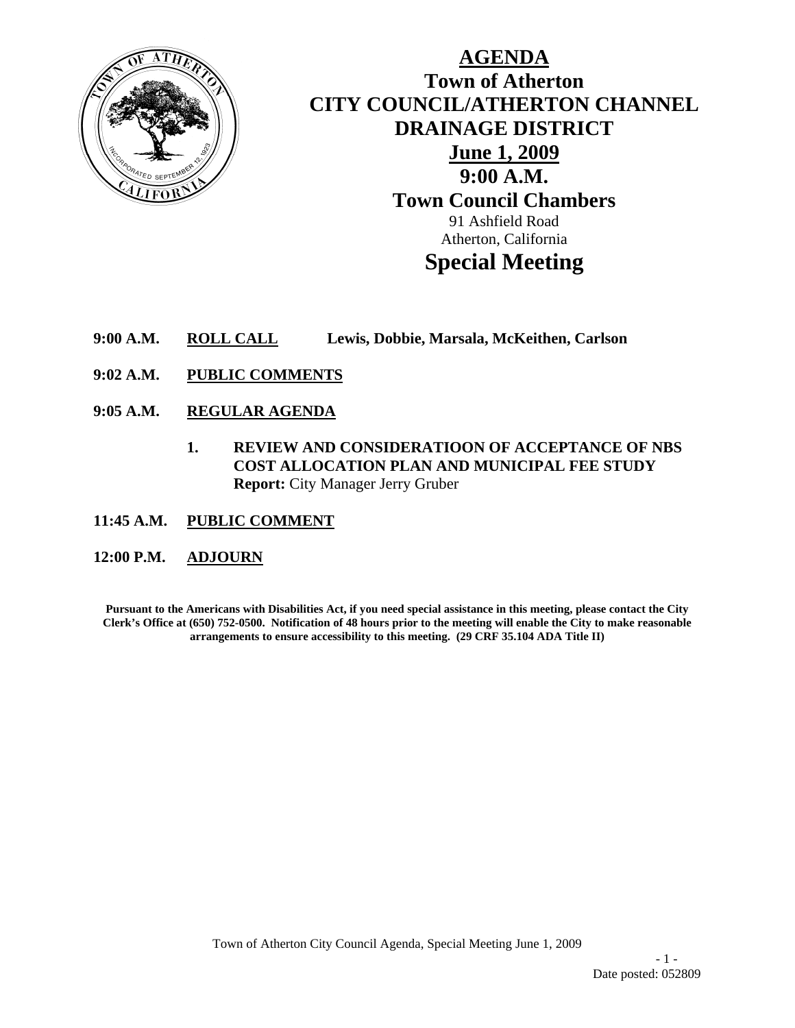# AGENDA

## Town of Atherton
## CITY COUNCIL/ATHERTON CHANNEL DRAINAGE DISTRICT
## June 1, 2009
## 9:00 A.M.
## Town Council Chambers

91 Ashfield Road
Atherton, California

# Special Meeting

**9:00 A.M.** **ROLL CALL** **Lewis, Dobbie, Marsala, McKeithen, Carlson**

**9:02 A.M.** **PUBLIC COMMENTS**

**9:05 A.M.** **REGULAR AGENDA**

1. **REVIEW AND CONSIDERATIOON OF ACCEPTANCE OF NBS COST ALLOCATION PLAN AND MUNICIPAL FEE STUDY**
   **Report:** City Manager Jerry Gruber

**11:45 A.M.** **PUBLIC COMMENT**

**12:00 P.M.** **ADJOURN**

**Pursuant to the Americans with Disabilities Act, if you need special assistance in this meeting, please contact the City Clerk's Office at (650) 752-0500. Notification of 48 hours prior to the meeting will enable the City to make reasonable arrangements to ensure accessibility to this meeting. (29 CRF 35.104 ADA Title II)**

Date posted: 052809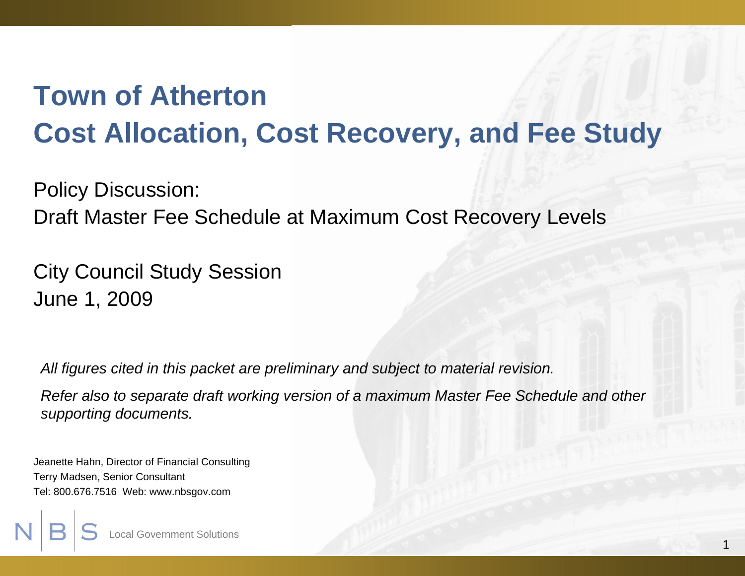# Town of Atherton
# Cost Allocation, Cost Recovery, and Fee Study

Policy Discussion:
Draft Master Fee Schedule at Maximum Cost Recovery Levels

City Council Study Session
June 1, 2009

*All figures cited in this packet are preliminary and subject to material revision.*

*Refer also to separate draft working version of a maximum Master Fee Schedule and other supporting documents.*

Jeanette Hahn, Director of Financial Consulting
Terry Madsen, Senior Consultant
Tel: 800.676.7516 Web: www.nbsgov.com

N | B | S Local Government Solutions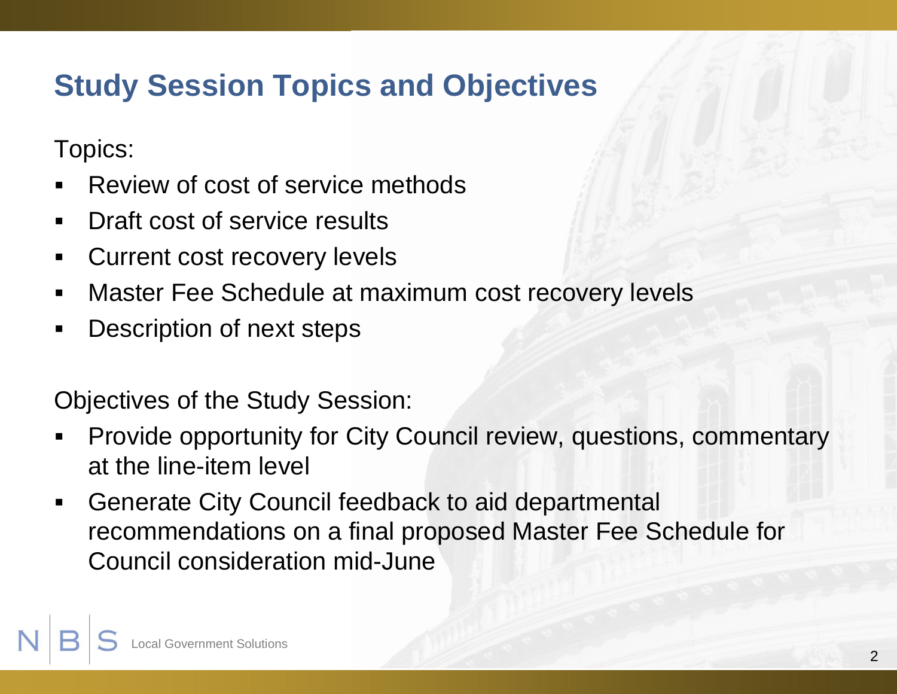## Study Session Topics and Objectives

Topics:

- Review of cost of service methods
- Draft cost of service results
- Current cost recovery levels
- Master Fee Schedule at maximum cost recovery levels
- Description of next steps

Objectives of the Study Session:

- Provide opportunity for City Council review, questions, commentary at the line-item level
- Generate City Council feedback to aid departmental recommendations on a final proposed Master Fee Schedule for Council consideration mid-June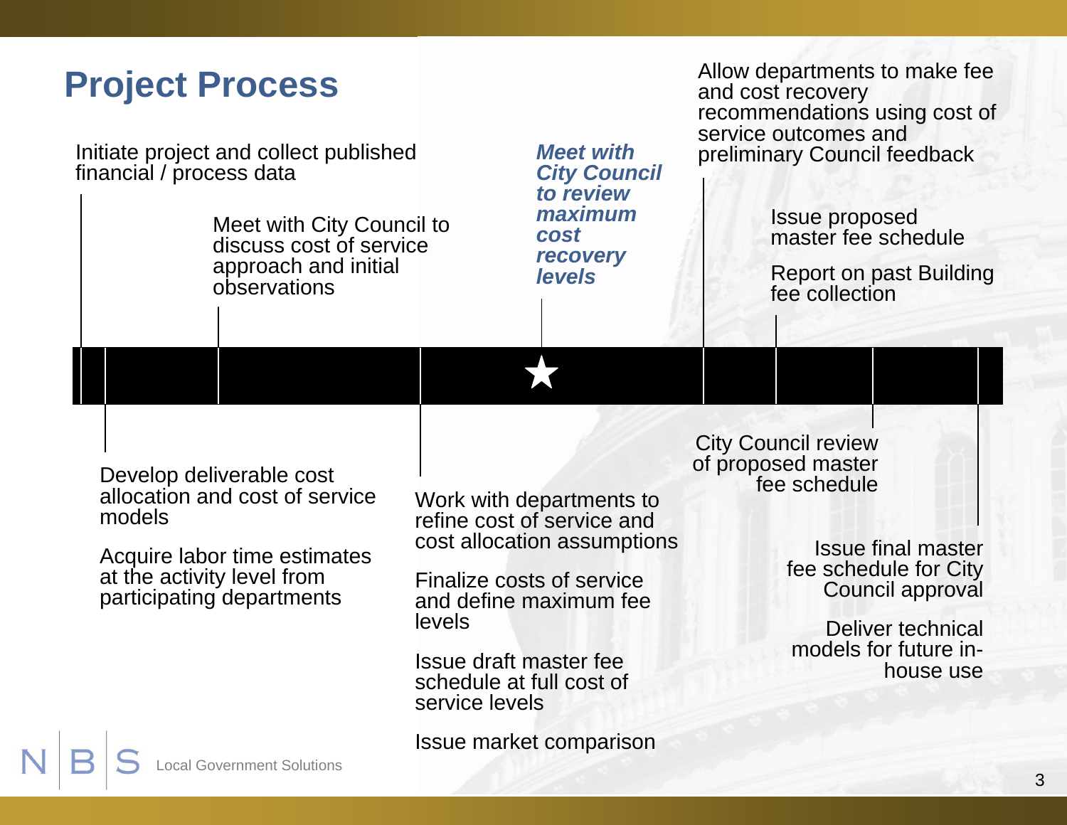# Project Process

Initiate project and collect published financial / process data

Develop deliverable cost allocation and cost of service models

Acquire labor time estimates at the activity level from participating departments

Meet with City Council to discuss cost of service approach and initial observations

Work with departments to refine cost of service and cost allocation assumptions

Finalize costs of service and define maximum fee levels

Issue draft master fee schedule at full cost of service levels

Issue market comparison

***Meet with City Council to review maximum cost recovery levels***

Allow departments to make fee and cost recovery recommendations using cost of service outcomes and preliminary Council feedback

Issue proposed master fee schedule

Report on past Building fee collection

City Council review of proposed master fee schedule

Issue final master fee schedule for City Council approval

Deliver technical models for future in-house use

N | B | S Local Government Solutions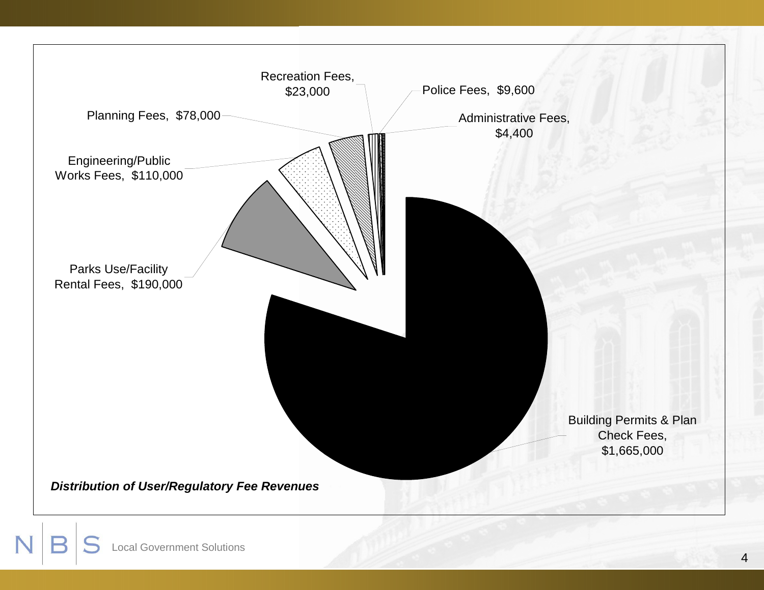Recreation Fees, $23,000

Police Fees, $9,600

Planning Fees, $78,000

Administrative Fees, $4,400

Engineering/Public Works Fees, $110,000

Parks Use/Facility Rental Fees, $190,000

Building Permits & Plan Check Fees, $1,665,000

***Distribution of User/Regulatory Fee Revenues***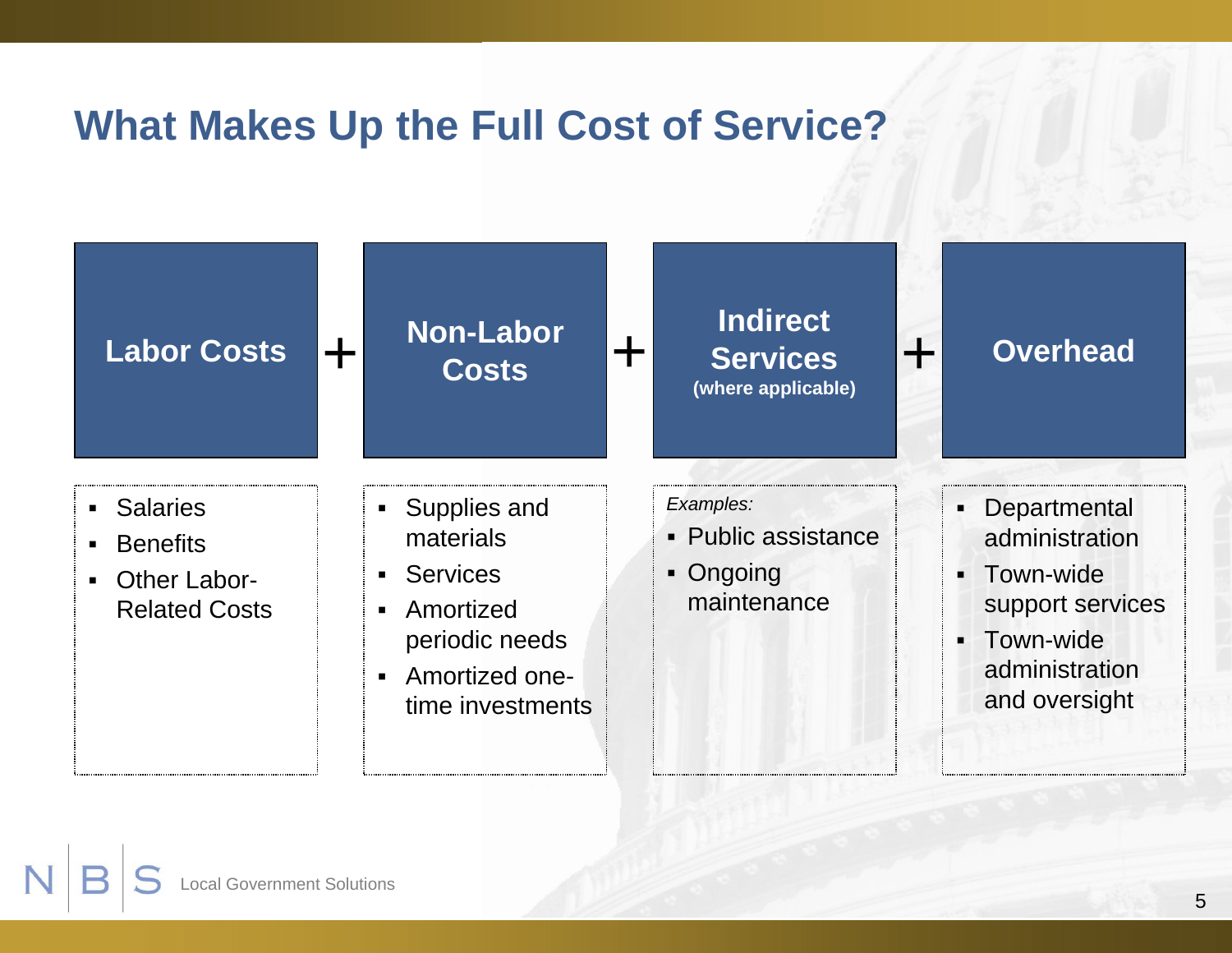# What Makes Up the Full Cost of Service?

**Labor Costs** + **Non-Labor Costs** + **Indirect Services** (where applicable) + **Overhead**

**Labor Costs**

- Salaries
- Benefits
- Other Labor-Related Costs

**Non-Labor Costs**

- Supplies and materials
- Services
- Amortized periodic needs
- Amortized one-time investments

**Indirect Services** (where applicable)

*Examples:*

- Public assistance
- Ongoing maintenance

**Overhead**

- Departmental administration
- Town-wide support services
- Town-wide administration and oversight

NBS Local Government Solutions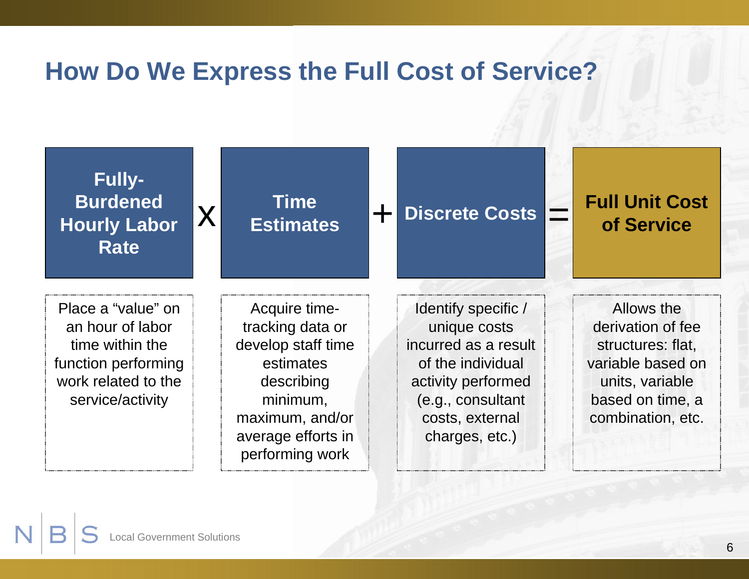# How Do We Express the Full Cost of Service?

| Fully-Burdened Hourly Labor Rate | X | Time Estimates | + | Discrete Costs | = | Full Unit Cost of Service |
|---|---|---|---|---|---|---|
| Place a "value" on an hour of labor time within the function performing work related to the service/activity | | Acquire time-tracking data or develop staff time estimates describing minimum, maximum, and/or average efforts in performing work | | Identify specific / unique costs incurred as a result of the individual activity performed (e.g., consultant costs, external charges, etc.) | | Allows the derivation of fee structures: flat, variable based on units, variable based on time, a combination, etc. |

NBS Local Government Solutions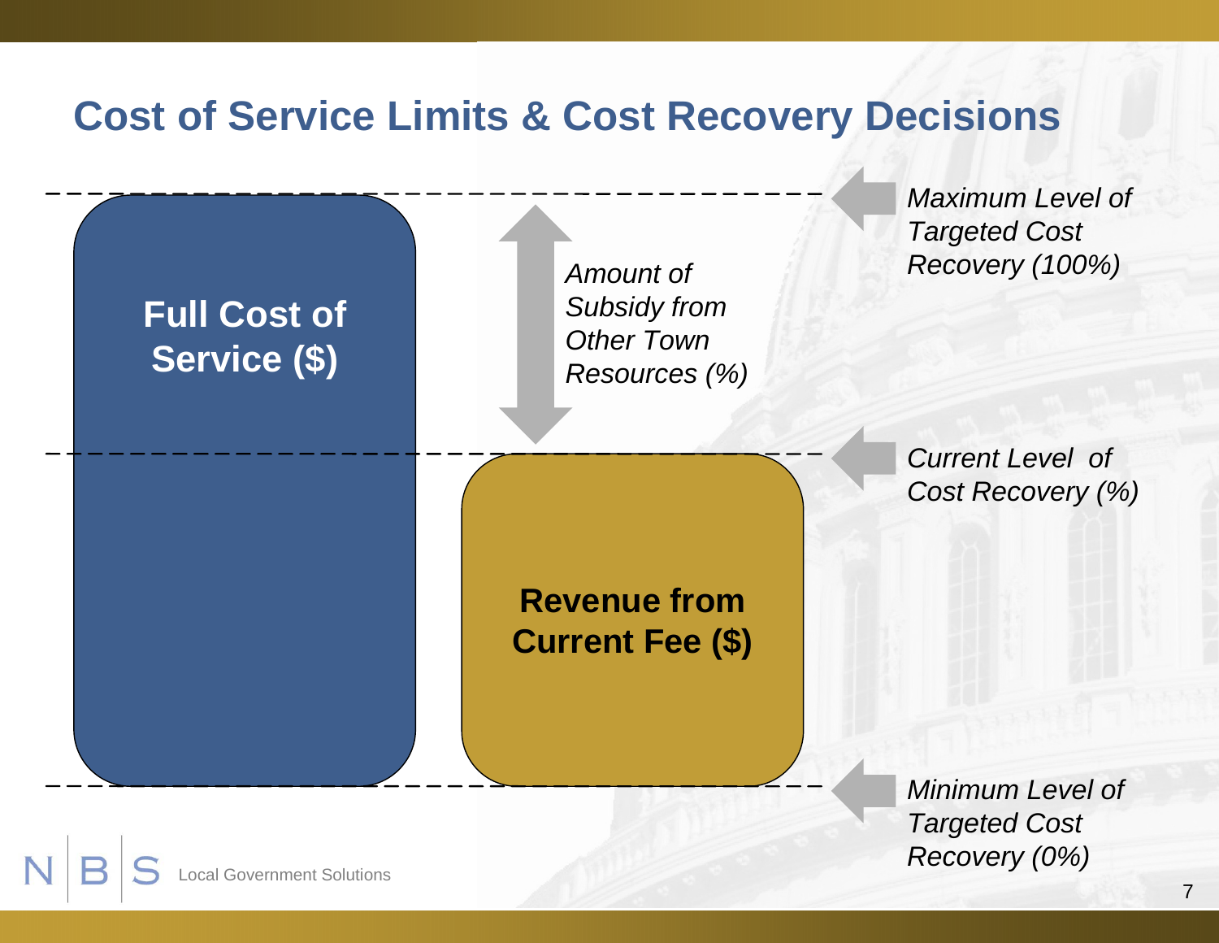# Cost of Service Limits & Cost Recovery Decisions

**Full Cost of Service ($)**

*Amount of Subsidy from Other Town Resources (%)*

**Revenue from Current Fee ($)**

*Maximum Level of Targeted Cost Recovery (100%)*

*Current Level of Cost Recovery (%)*

*Minimum Level of Targeted Cost Recovery (0%)*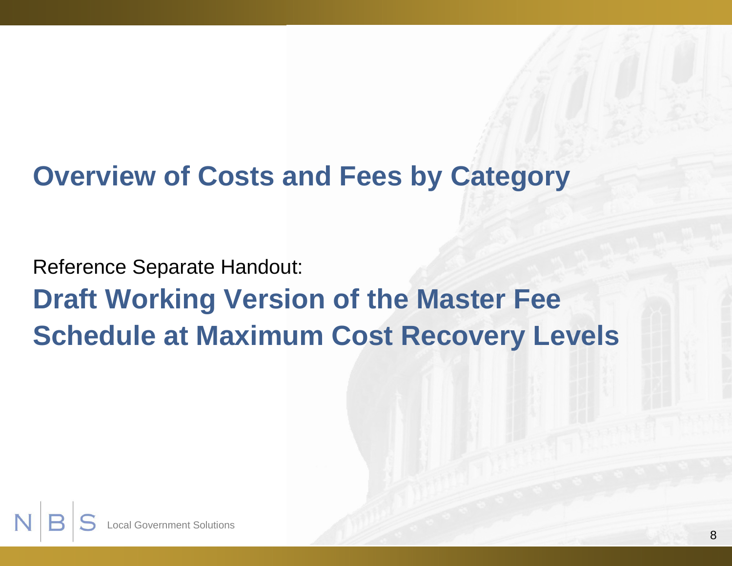# Overview of Costs and Fees by Category

Reference Separate Handout:

**Draft Working Version of the Master Fee Schedule at Maximum Cost Recovery Levels**

NBS Local Government Solutions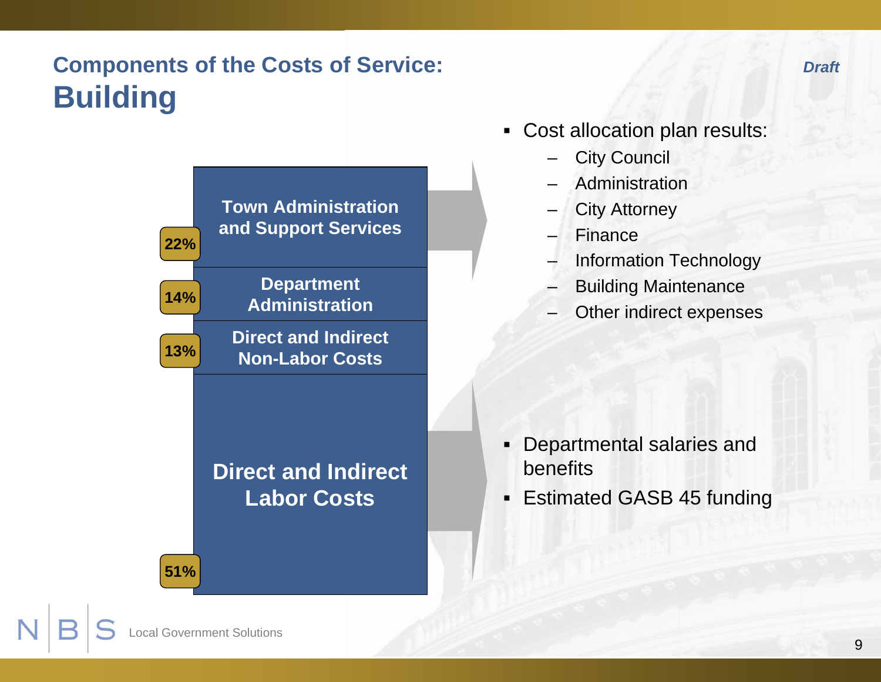## Components of the Costs of Service:
# Building

*Draft*

22% — Town Administration and Support Services

14% — Department Administration

13% — Direct and Indirect Non-Labor Costs

51% — Direct and Indirect Labor Costs

- Cost allocation plan results:
  - City Council
  - Administration
  - City Attorney
  - Finance
  - Information Technology
  - Building Maintenance
  - Other indirect expenses

- Departmental salaries and benefits
- Estimated GASB 45 funding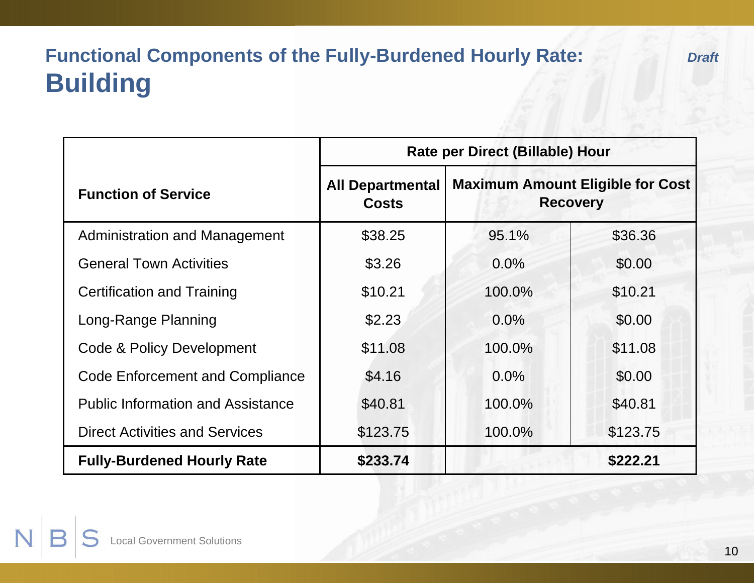## Functional Components of the Fully-Burdened Hourly Rate: Building

*Draft*

| Function of Service | Rate per Direct (Billable) Hour | | |
|---|---|---|---|
| | All Departmental Costs | Maximum Amount Eligible for Cost Recovery | |
| Administration and Management | $38.25 | 95.1% | $36.36 |
| General Town Activities | $3.26 | 0.0% | $0.00 |
| Certification and Training | $10.21 | 100.0% | $10.21 |
| Long-Range Planning | $2.23 | 0.0% | $0.00 |
| Code & Policy Development | $11.08 | 100.0% | $11.08 |
| Code Enforcement and Compliance | $4.16 | 0.0% | $0.00 |
| Public Information and Assistance | $40.81 | 100.0% | $40.81 |
| Direct Activities and Services | $123.75 | 100.0% | $123.75 |
| **Fully-Burdened Hourly Rate** | **$233.74** | | **$222.21** |

NBS Local Government Solutions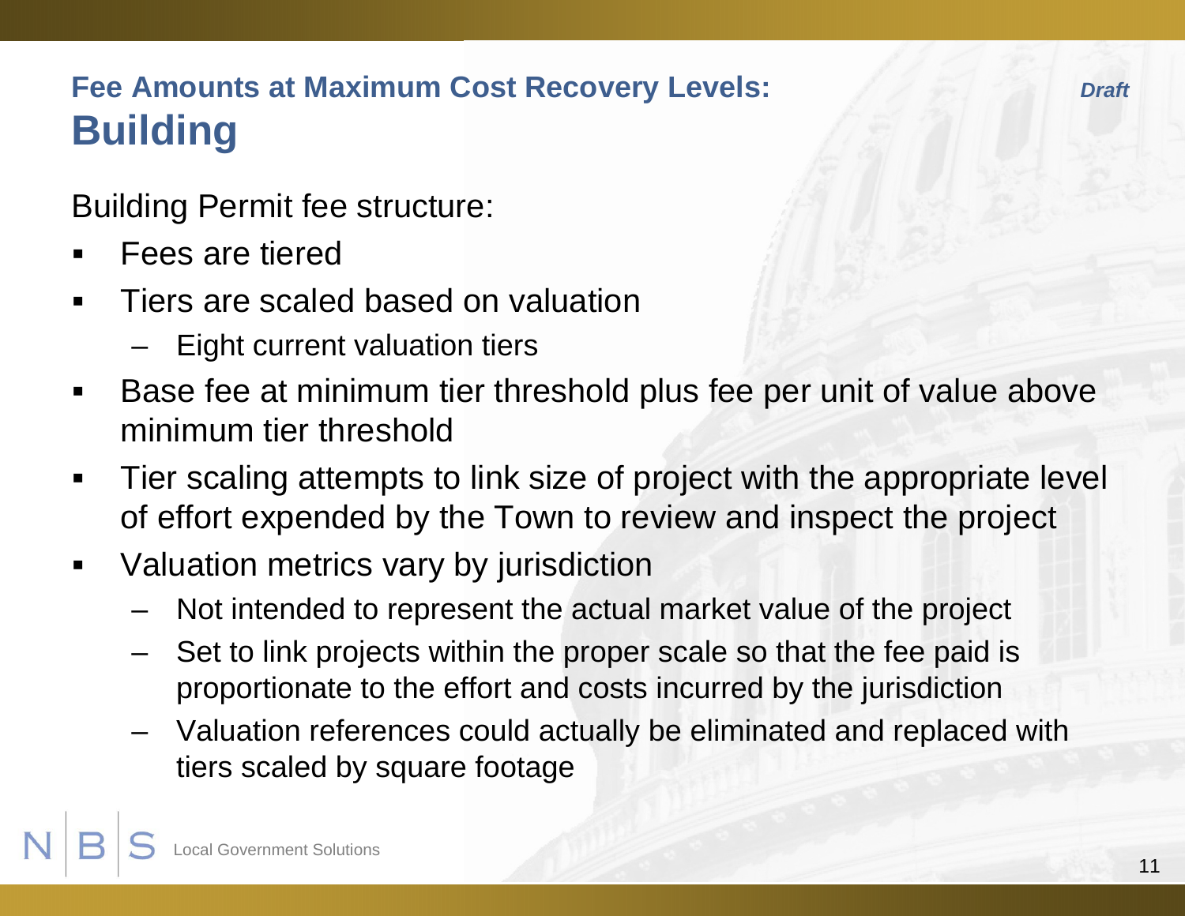## Fee Amounts at Maximum Cost Recovery Levels: Building

*Draft*

Building Permit fee structure:

- Fees are tiered
- Tiers are scaled based on valuation
  - Eight current valuation tiers
- Base fee at minimum tier threshold plus fee per unit of value above minimum tier threshold
- Tier scaling attempts to link size of project with the appropriate level of effort expended by the Town to review and inspect the project
- Valuation metrics vary by jurisdiction
  - Not intended to represent the actual market value of the project
  - Set to link projects within the proper scale so that the fee paid is proportionate to the effort and costs incurred by the jurisdiction
  - Valuation references could actually be eliminated and replaced with tiers scaled by square footage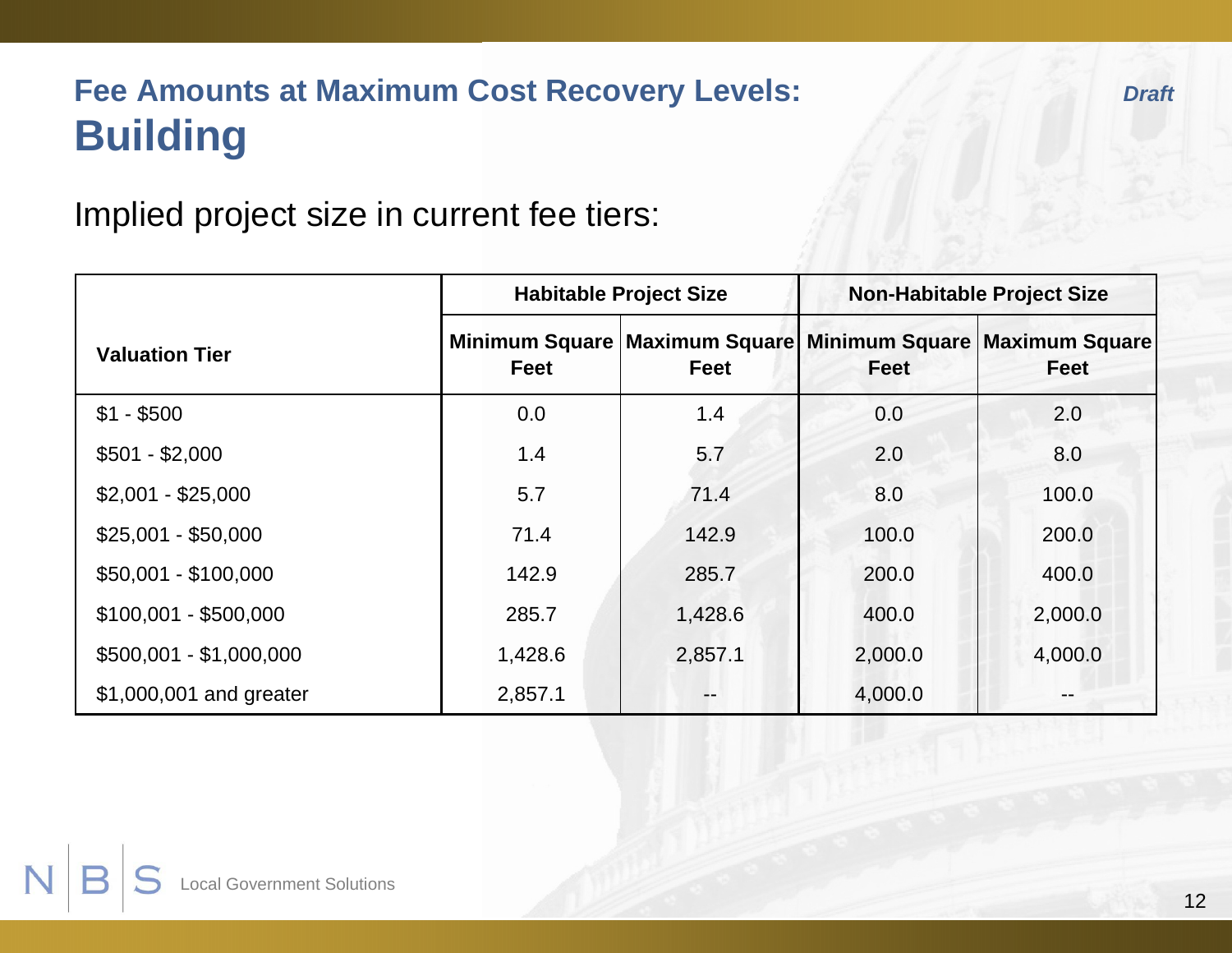# Fee Amounts at Maximum Cost Recovery Levels: Building

*Draft*

Implied project size in current fee tiers:

| Valuation Tier | Habitable Project Size | | Non-Habitable Project Size | |
|---|---|---|---|---|
| | Minimum Square Feet | Maximum Square Feet | Minimum Square Feet | Maximum Square Feet |
| $1 - $500 | 0.0 | 1.4 | 0.0 | 2.0 |
| $501 - $2,000 | 1.4 | 5.7 | 2.0 | 8.0 |
| $2,001 - $25,000 | 5.7 | 71.4 | 8.0 | 100.0 |
| $25,001 - $50,000 | 71.4 | 142.9 | 100.0 | 200.0 |
| $50,001 - $100,000 | 142.9 | 285.7 | 200.0 | 400.0 |
| $100,001 - $500,000 | 285.7 | 1,428.6 | 400.0 | 2,000.0 |
| $500,001 - $1,000,000 | 1,428.6 | 2,857.1 | 2,000.0 | 4,000.0 |
| $1,000,001 and greater | 2,857.1 | -- | 4,000.0 | -- |

NBS Local Government Solutions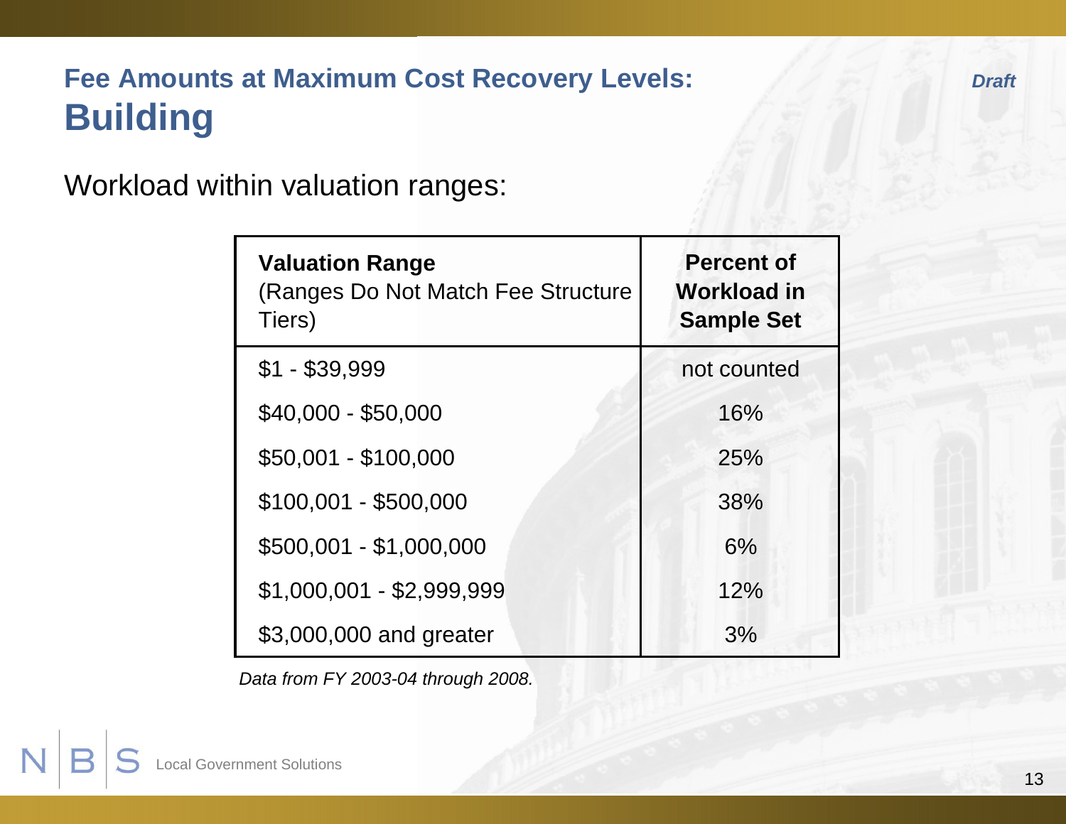# Fee Amounts at Maximum Cost Recovery Levels: Building

*Draft*

Workload within valuation ranges:

| **Valuation Range** (Ranges Do Not Match Fee Structure Tiers) | **Percent of Workload in Sample Set** |
|---|---|
| $1 - $39,999 | not counted |
| $40,000 - $50,000 | 16% |
| $50,001 - $100,000 | 25% |
| $100,001 - $500,000 | 38% |
| $500,001 - $1,000,000 | 6% |
| $1,000,001 - $2,999,999 | 12% |
| $3,000,000 and greater | 3% |

*Data from FY 2003-04 through 2008.*

N | B | S Local Government Solutions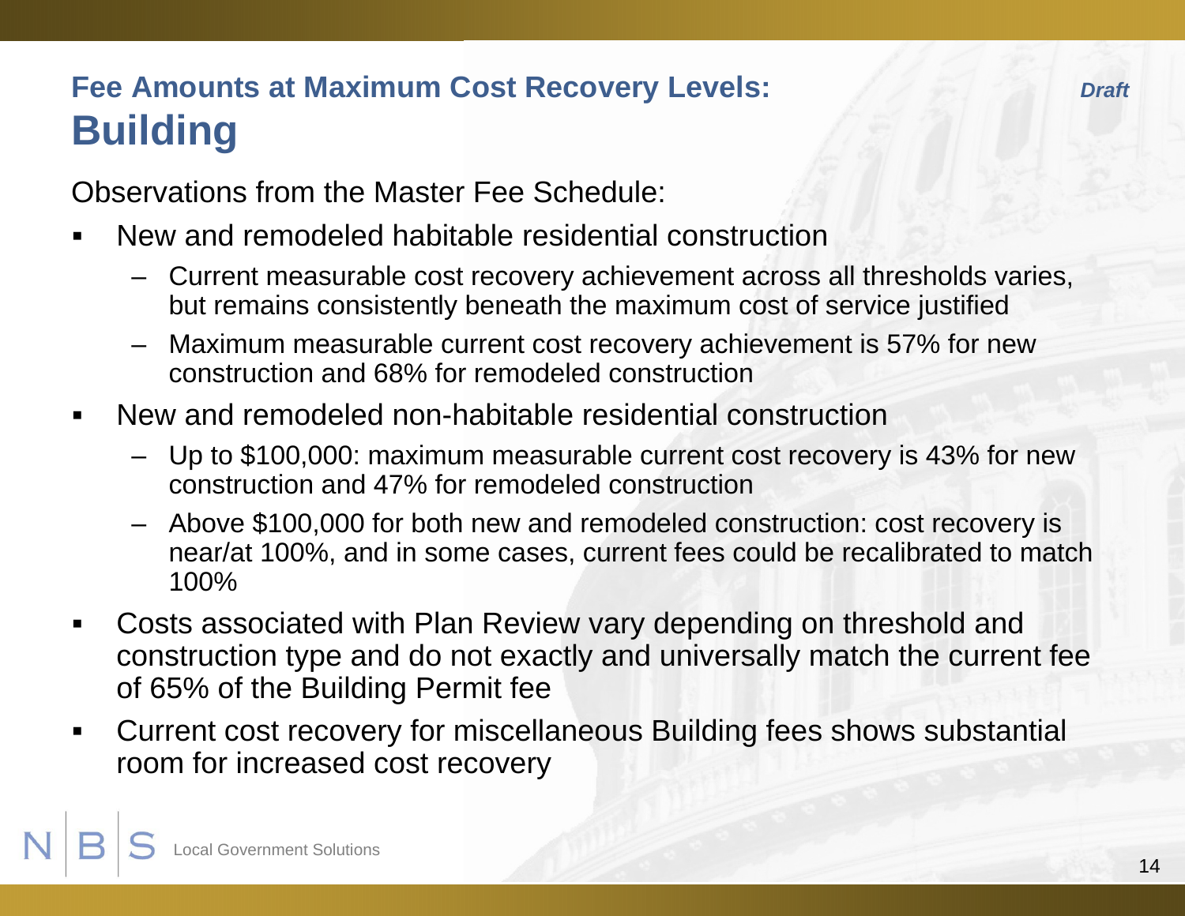# Fee Amounts at Maximum Cost Recovery Levels: Building

*Draft*

Observations from the Master Fee Schedule:

- New and remodeled habitable residential construction
  - Current measurable cost recovery achievement across all thresholds varies, but remains consistently beneath the maximum cost of service justified
  - Maximum measurable current cost recovery achievement is 57% for new construction and 68% for remodeled construction
- New and remodeled non-habitable residential construction
  - Up to $100,000: maximum measurable current cost recovery is 43% for new construction and 47% for remodeled construction
  - Above $100,000 for both new and remodeled construction: cost recovery is near/at 100%, and in some cases, current fees could be recalibrated to match 100%
- Costs associated with Plan Review vary depending on threshold and construction type and do not exactly and universally match the current fee of 65% of the Building Permit fee
- Current cost recovery for miscellaneous Building fees shows substantial room for increased cost recovery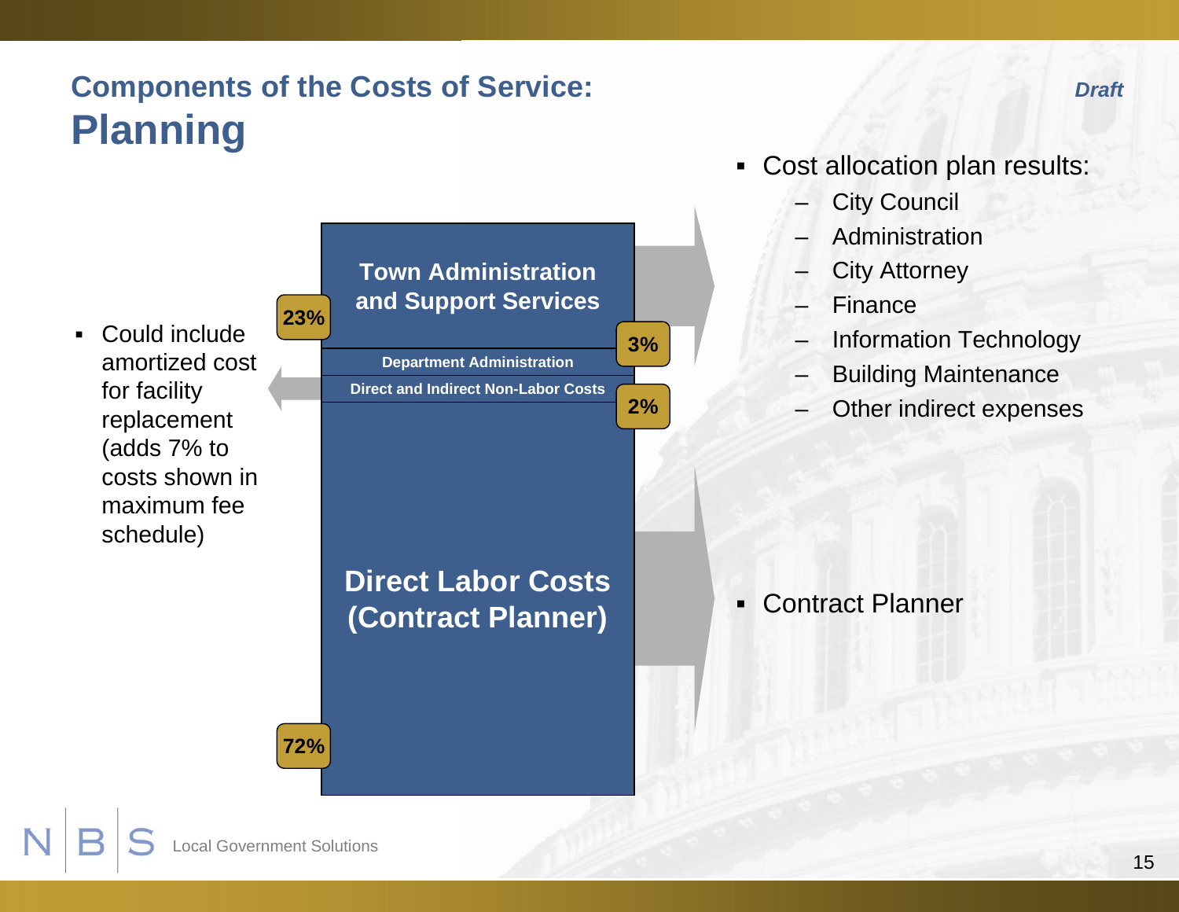## Components of the Costs of Service:

# Planning

*Draft*

- Could include amortized cost for facility replacement (adds 7% to costs shown in maximum fee schedule)

Town Administration and Support Services

23%

3%

Department Administration

Direct and Indirect Non-Labor Costs

2%

Direct Labor Costs (Contract Planner)

72%

- Cost allocation plan results:
  - City Council
  - Administration
  - City Attorney
  - Finance
  - Information Technology
  - Building Maintenance
  - Other indirect expenses

- Contract Planner

NBS Local Government Solutions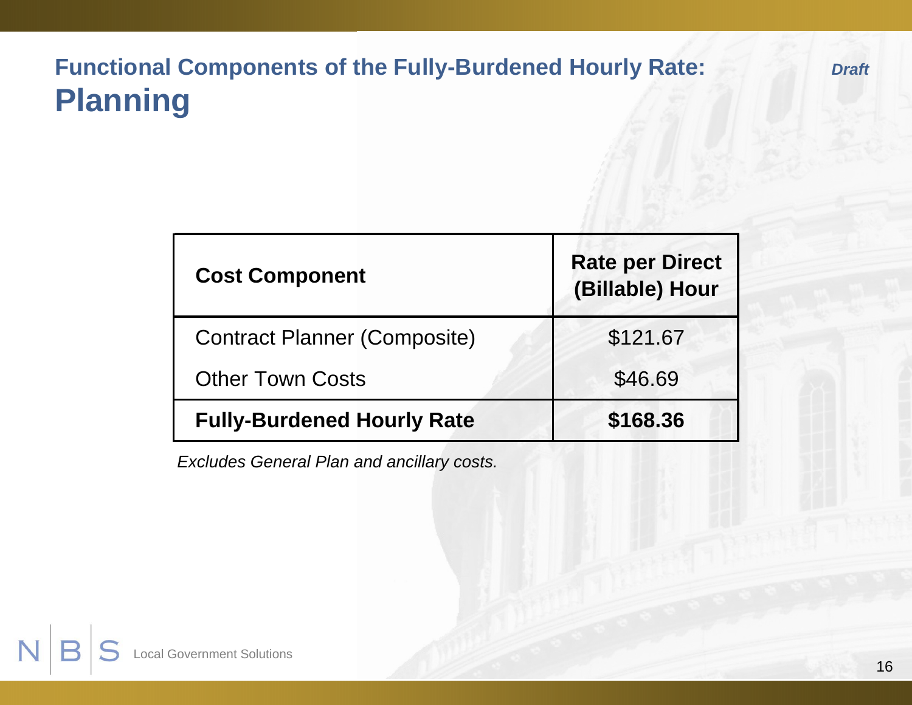# Functional Components of the Fully-Burdened Hourly Rate: Planning

*Draft*

| Cost Component | Rate per Direct (Billable) Hour |
|---|---|
| Contract Planner (Composite) | $121.67 |
| Other Town Costs | $46.69 |
| **Fully-Burdened Hourly Rate** | **$168.36** |

*Excludes General Plan and ancillary costs.*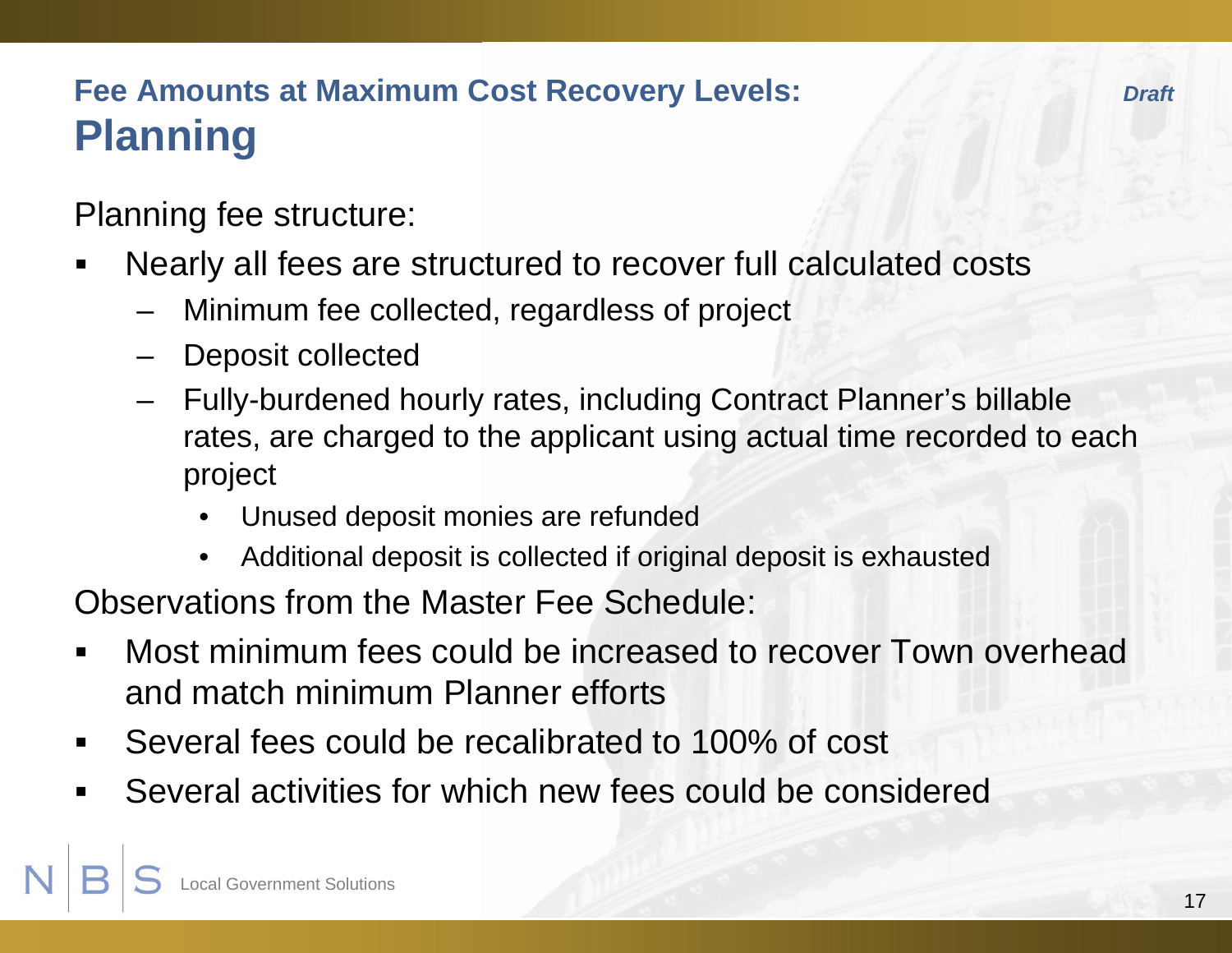## Fee Amounts at Maximum Cost Recovery Levels: Planning

*Draft*

Planning fee structure:

- Nearly all fees are structured to recover full calculated costs
  - Minimum fee collected, regardless of project
  - Deposit collected
  - Fully-burdened hourly rates, including Contract Planner's billable rates, are charged to the applicant using actual time recorded to each project
    - Unused deposit monies are refunded
    - Additional deposit is collected if original deposit is exhausted

Observations from the Master Fee Schedule:

- Most minimum fees could be increased to recover Town overhead and match minimum Planner efforts
- Several fees could be recalibrated to 100% of cost
- Several activities for which new fees could be considered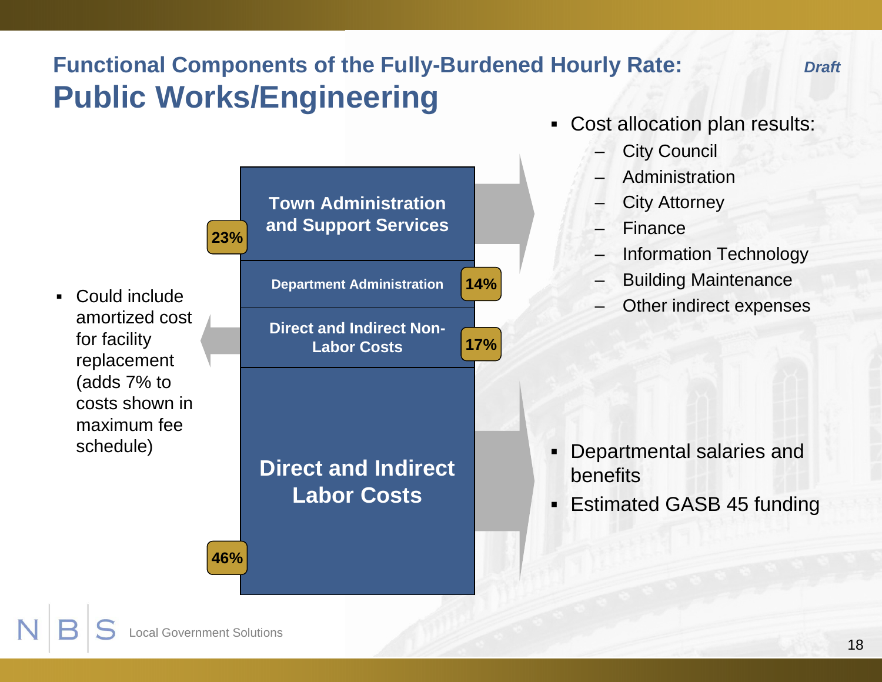# Functional Components of the Fully-Burdened Hourly Rate: Public Works/Engineering

*Draft*

Town Administration and Support Services

23%

Department Administration

14%

Direct and Indirect Non-Labor Costs

17%

Direct and Indirect Labor Costs

46%

- Could include amortized cost for facility replacement (adds 7% to costs shown in maximum fee schedule)

- Cost allocation plan results:
  - City Council
  - Administration
  - City Attorney
  - Finance
  - Information Technology
  - Building Maintenance
  - Other indirect expenses

- Departmental salaries and benefits
- Estimated GASB 45 funding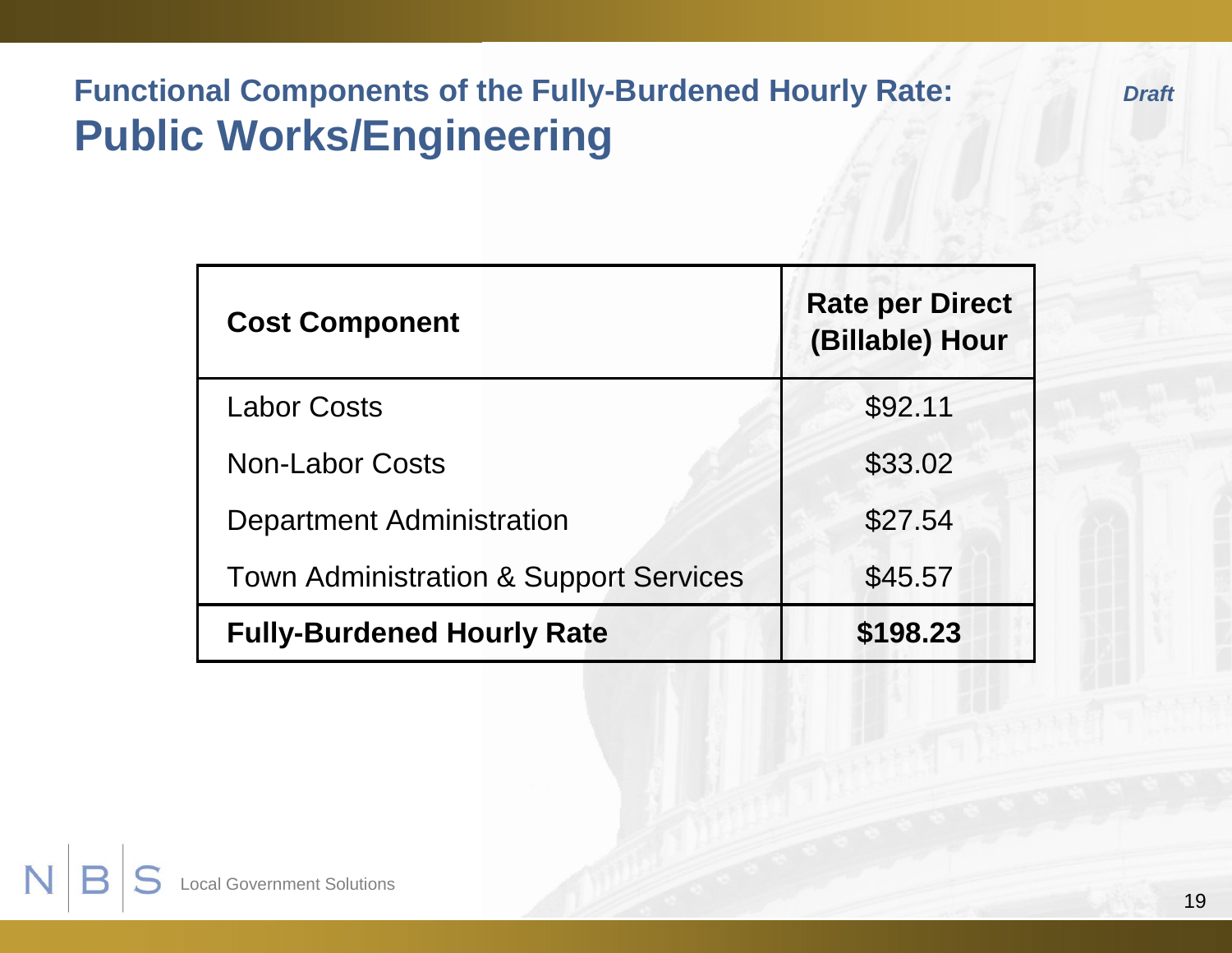## Functional Components of the Fully-Burdened Hourly Rate:

# Public Works/Engineering

*Draft*

| Cost Component | Rate per Direct (Billable) Hour |
|---|---|
| Labor Costs | $92.11 |
| Non-Labor Costs | $33.02 |
| Department Administration | $27.54 |
| Town Administration & Support Services | $45.57 |
| **Fully-Burdened Hourly Rate** | **$198.23** |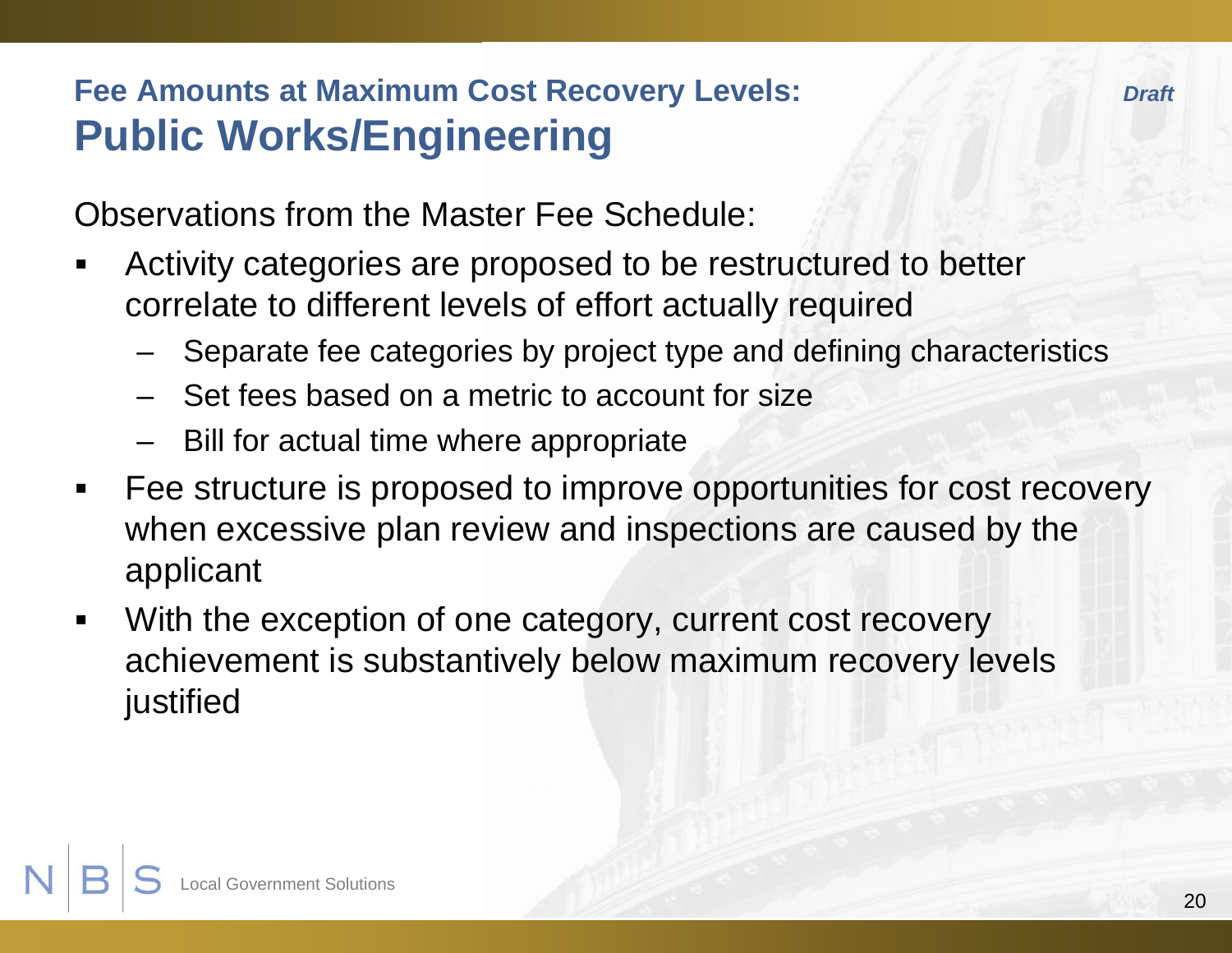## Fee Amounts at Maximum Cost Recovery Levels:

# Public Works/Engineering

*Draft*

Observations from the Master Fee Schedule:

- Activity categories are proposed to be restructured to better correlate to different levels of effort actually required
  - Separate fee categories by project type and defining characteristics
  - Set fees based on a metric to account for size
  - Bill for actual time where appropriate
- Fee structure is proposed to improve opportunities for cost recovery when excessive plan review and inspections are caused by the applicant
- With the exception of one category, current cost recovery achievement is substantively below maximum recovery levels justified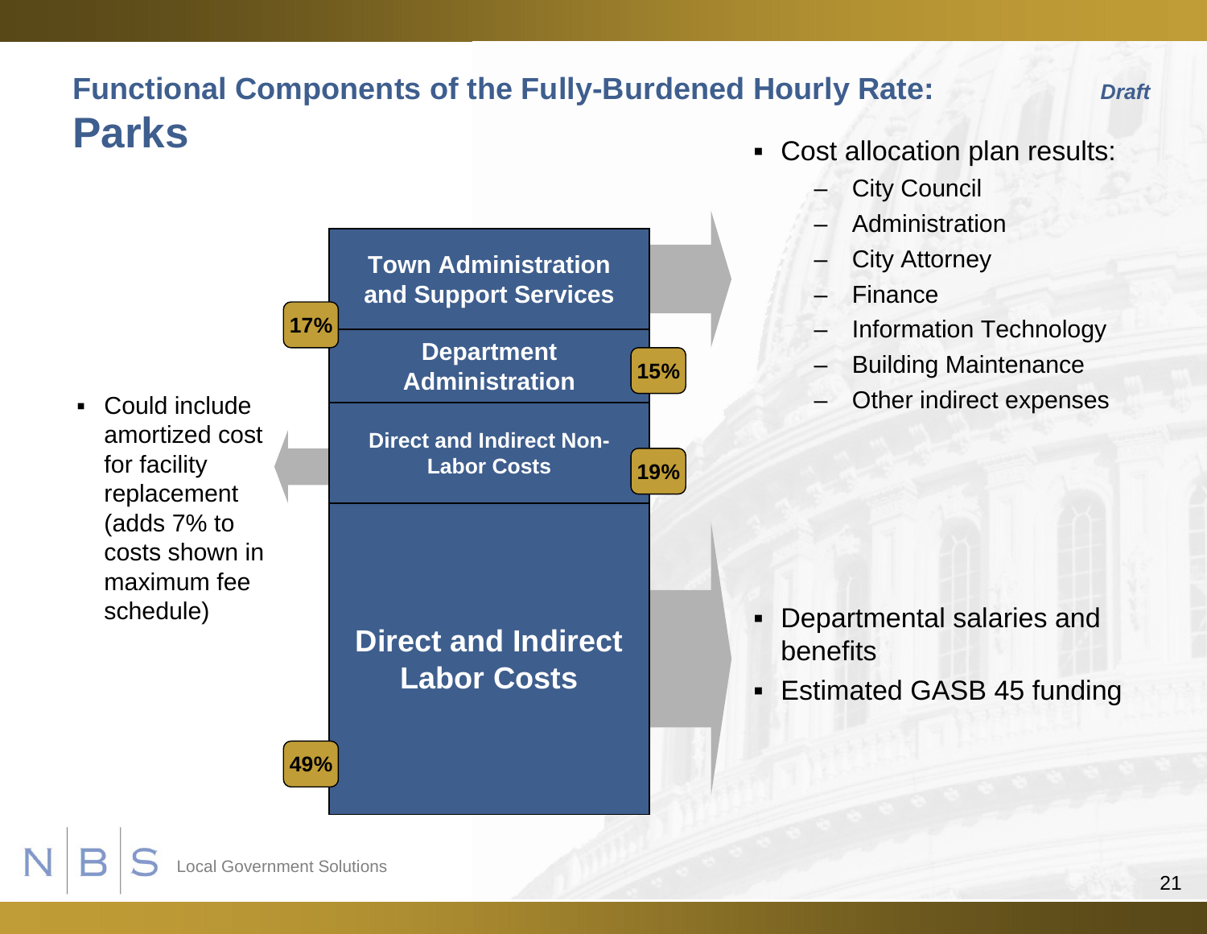# Functional Components of the Fully-Burdened Hourly Rate: Parks

*Draft*

- Cost allocation plan results:
  - City Council
  - Administration
  - City Attorney
  - Finance
  - Information Technology
  - Building Maintenance
  - Other indirect expenses

Town Administration and Support Services

17%

Department Administration

15%

Direct and Indirect Non-Labor Costs

19%

Direct and Indirect Labor Costs

49%

- Could include amortized cost for facility replacement (adds 7% to costs shown in maximum fee schedule)

- Departmental salaries and benefits
- Estimated GASB 45 funding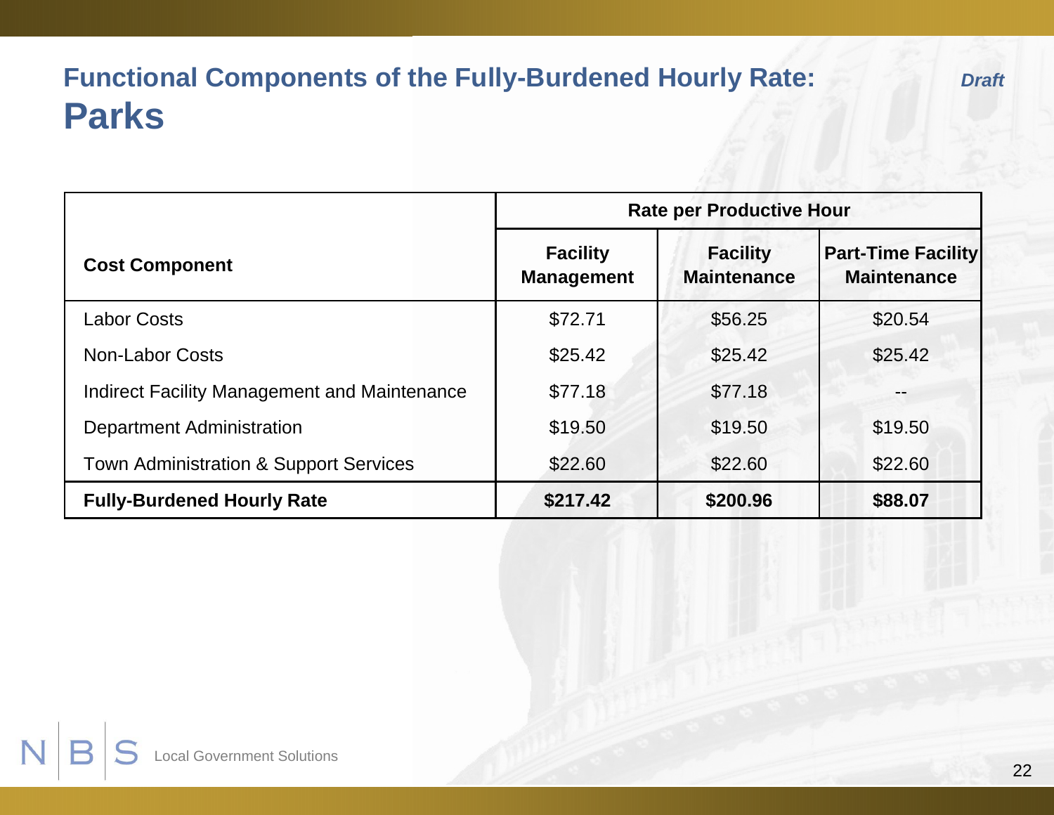## Functional Components of the Fully-Burdened Hourly Rate:

*Draft*

# Parks

| Cost Component | Rate per Productive Hour | | |
|---|---|---|---|
| | **Facility Management** | **Facility Maintenance** | **Part-Time Facility Maintenance** |
| Labor Costs | $72.71 | $56.25 | $20.54 |
| Non-Labor Costs | $25.42 | $25.42 | $25.42 |
| Indirect Facility Management and Maintenance | $77.18 | $77.18 | -- |
| Department Administration | $19.50 | $19.50 | $19.50 |
| Town Administration & Support Services | $22.60 | $22.60 | $22.60 |
| **Fully-Burdened Hourly Rate** | **$217.42** | **$200.96** | **$88.07** |

NBS Local Government Solutions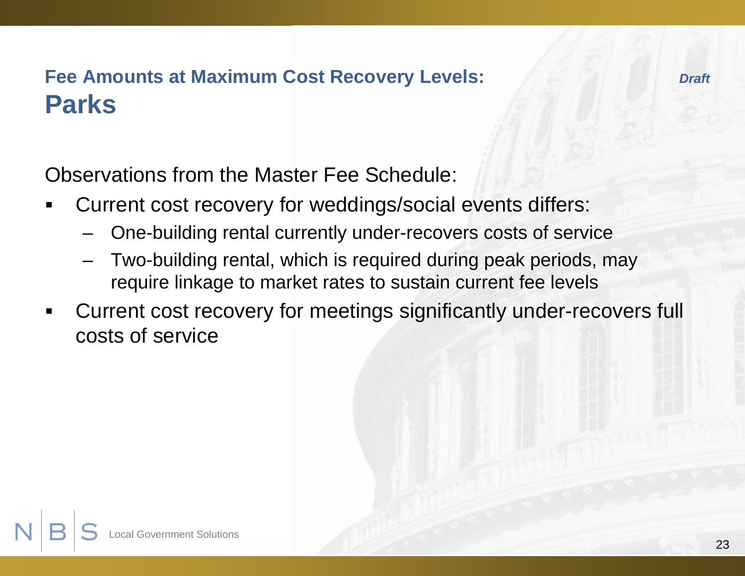## Fee Amounts at Maximum Cost Recovery Levels: Parks

*Draft*

Observations from the Master Fee Schedule:

- Current cost recovery for weddings/social events differs:
  - One-building rental currently under-recovers costs of service
  - Two-building rental, which is required during peak periods, may require linkage to market rates to sustain current fee levels
- Current cost recovery for meetings significantly under-recovers full costs of service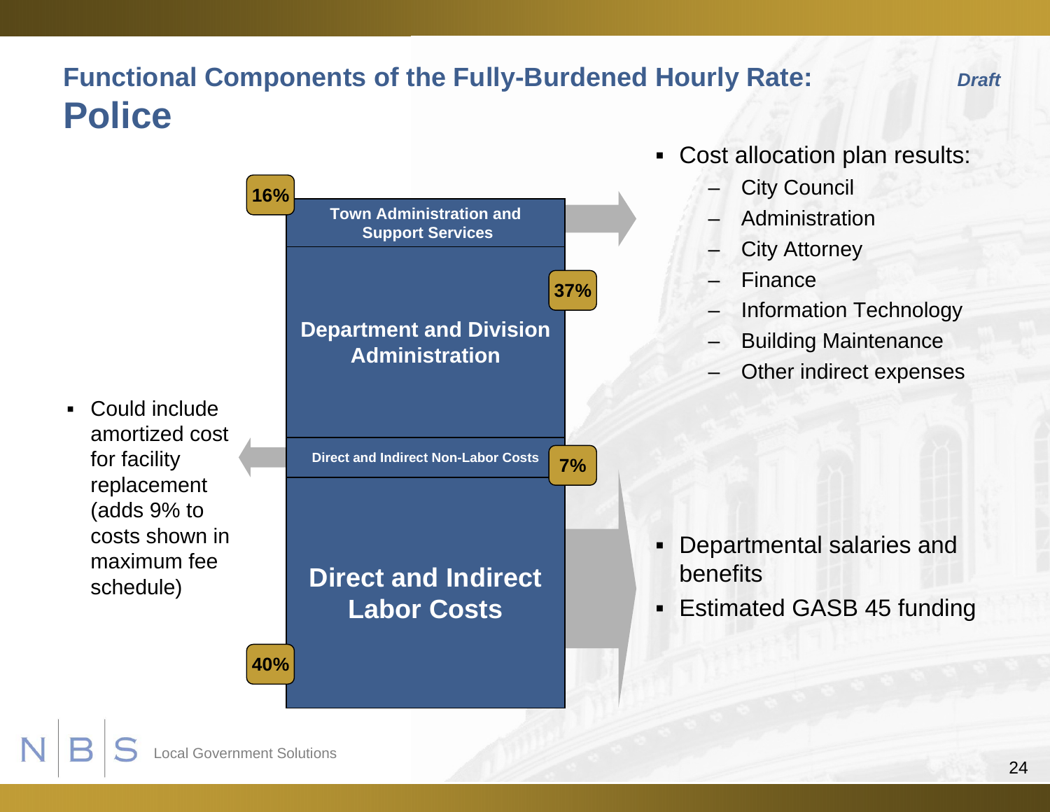# Functional Components of the Fully-Burdened Hourly Rate: Police

*Draft*

16%
Town Administration and Support Services

37%
Department and Division Administration

Direct and Indirect Non-Labor Costs
7%

Direct and Indirect Labor Costs
40%

- Cost allocation plan results:
  - City Council
  - Administration
  - City Attorney
  - Finance
  - Information Technology
  - Building Maintenance
  - Other indirect expenses

- Could include amortized cost for facility replacement (adds 9% to costs shown in maximum fee schedule)

- Departmental salaries and benefits
- Estimated GASB 45 funding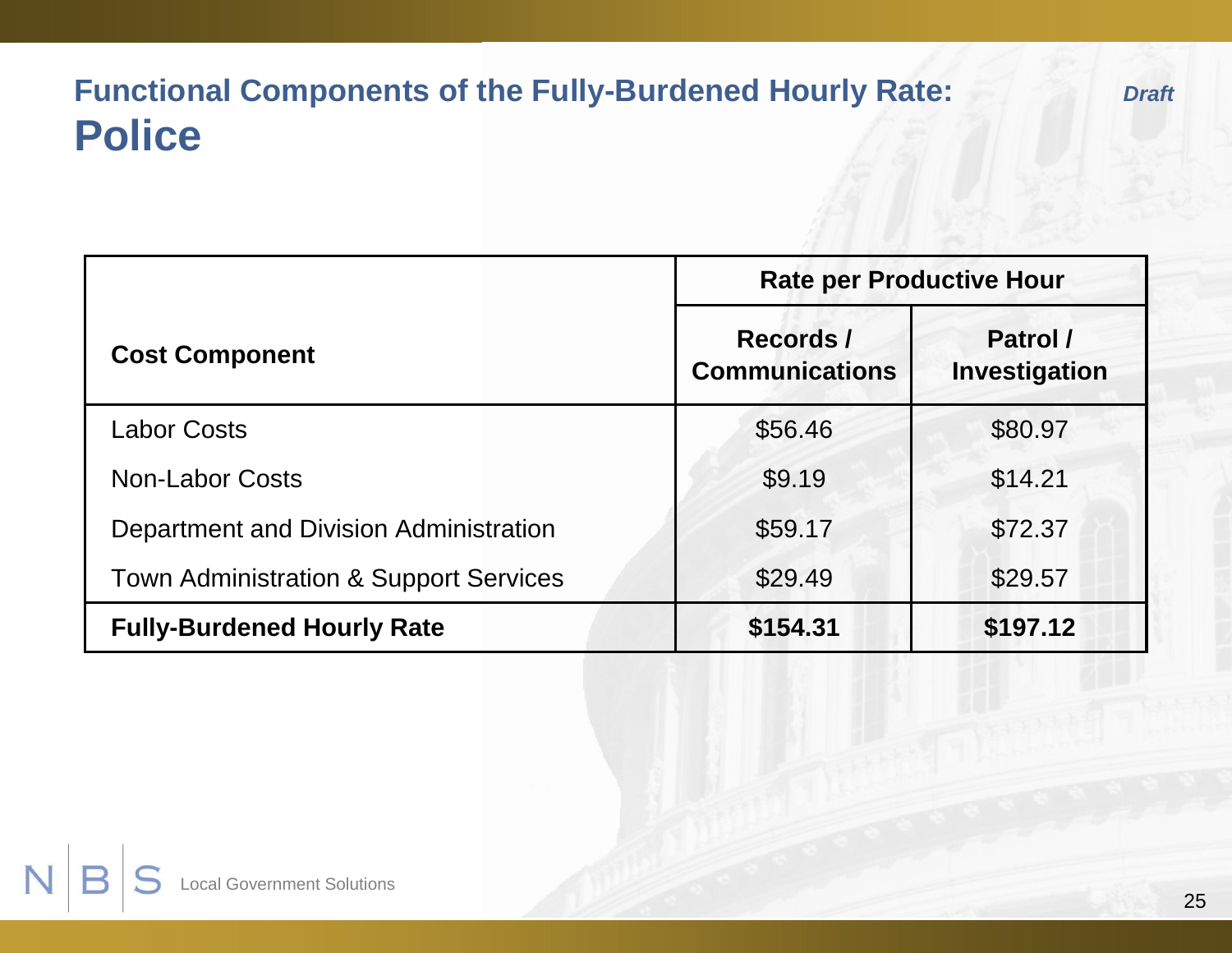# Functional Components of the Fully-Burdened Hourly Rate: Police

*Draft*

| Cost Component | Rate per Productive Hour | |
|---|---|---|
| | Records / Communications | Patrol / Investigation |
| Labor Costs | $56.46 | $80.97 |
| Non-Labor Costs | $9.19 | $14.21 |
| Department and Division Administration | $59.17 | $72.37 |
| Town Administration & Support Services | $29.49 | $29.57 |
| **Fully-Burdened Hourly Rate** | **$154.31** | **$197.12** |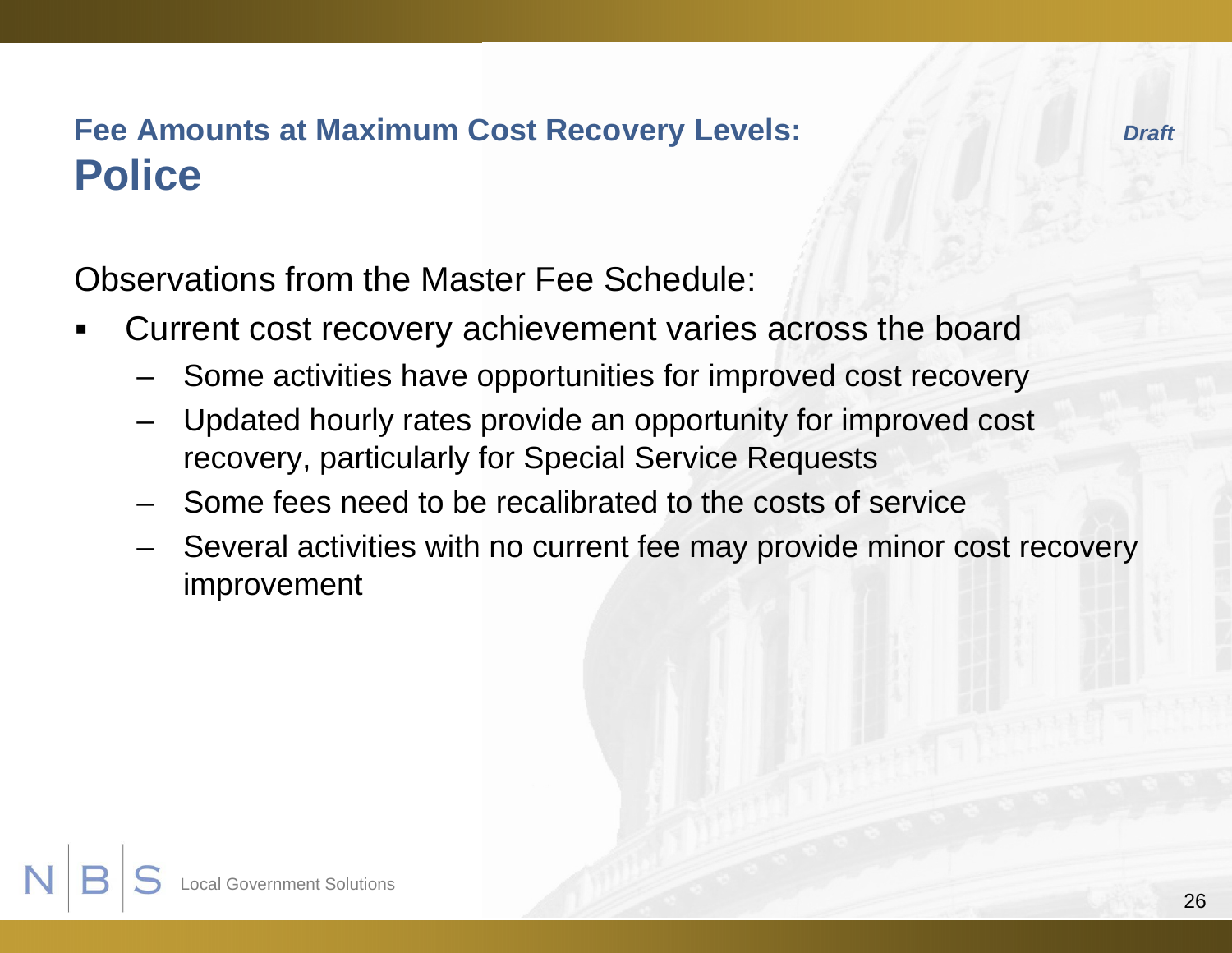# Fee Amounts at Maximum Cost Recovery Levels: Police

*Draft*

Observations from the Master Fee Schedule:

- Current cost recovery achievement varies across the board
  - Some activities have opportunities for improved cost recovery
  - Updated hourly rates provide an opportunity for improved cost recovery, particularly for Special Service Requests
  - Some fees need to be recalibrated to the costs of service
  - Several activities with no current fee may provide minor cost recovery improvement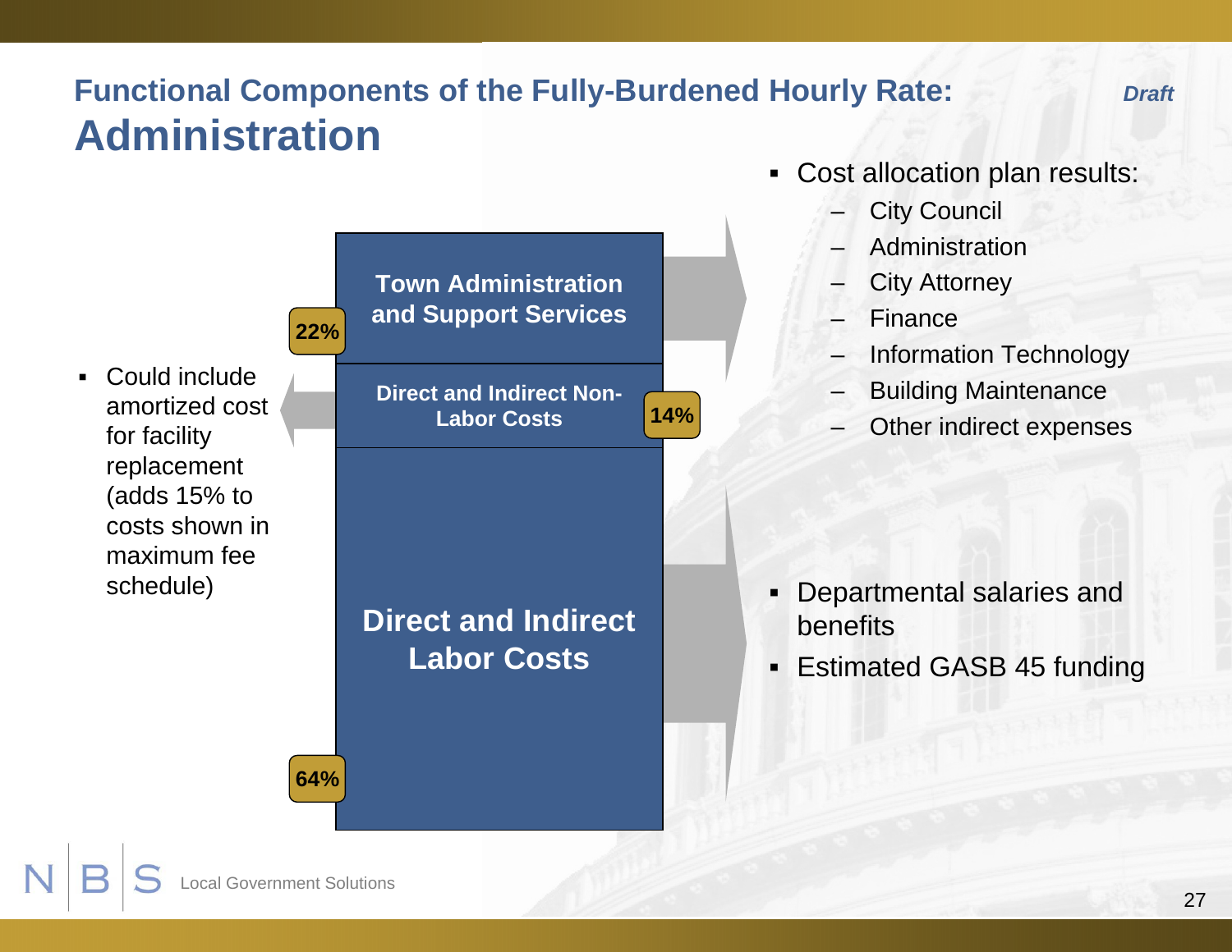# Functional Components of the Fully-Burdened Hourly Rate: Administration

*Draft*

- Could include amortized cost for facility replacement (adds 15% to costs shown in maximum fee schedule)

**Town Administration and Support Services**

**22%**

**Direct and Indirect Non-Labor Costs**

**14%**

**Direct and Indirect Labor Costs**

**64%**

- Cost allocation plan results:
  - City Council
  - Administration
  - City Attorney
  - Finance
  - Information Technology
  - Building Maintenance
  - Other indirect expenses

- Departmental salaries and benefits
- Estimated GASB 45 funding

NBS Local Government Solutions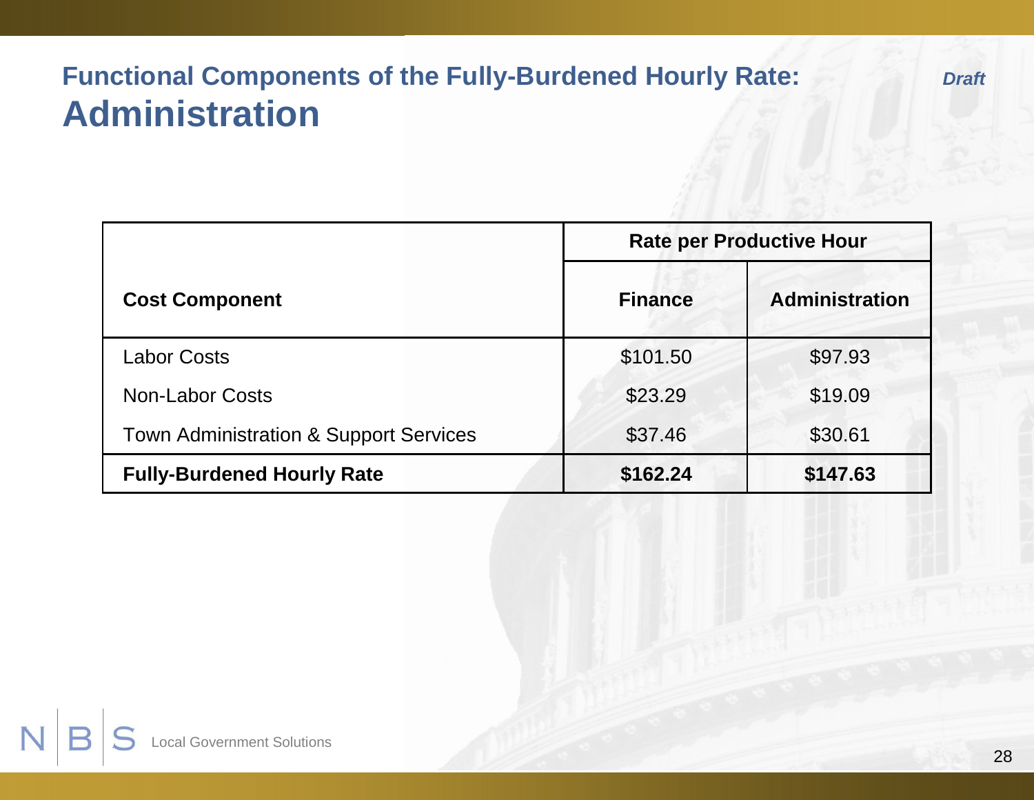# Functional Components of the Fully-Burdened Hourly Rate: Administration

*Draft*

| Cost Component | Rate per Productive Hour | |
|---|---|---|
| | Finance | Administration |
| Labor Costs | $101.50 | $97.93 |
| Non-Labor Costs | $23.29 | $19.09 |
| Town Administration & Support Services | $37.46 | $30.61 |
| **Fully-Burdened Hourly Rate** | **$162.24** | **$147.63** |

NBS Local Government Solutions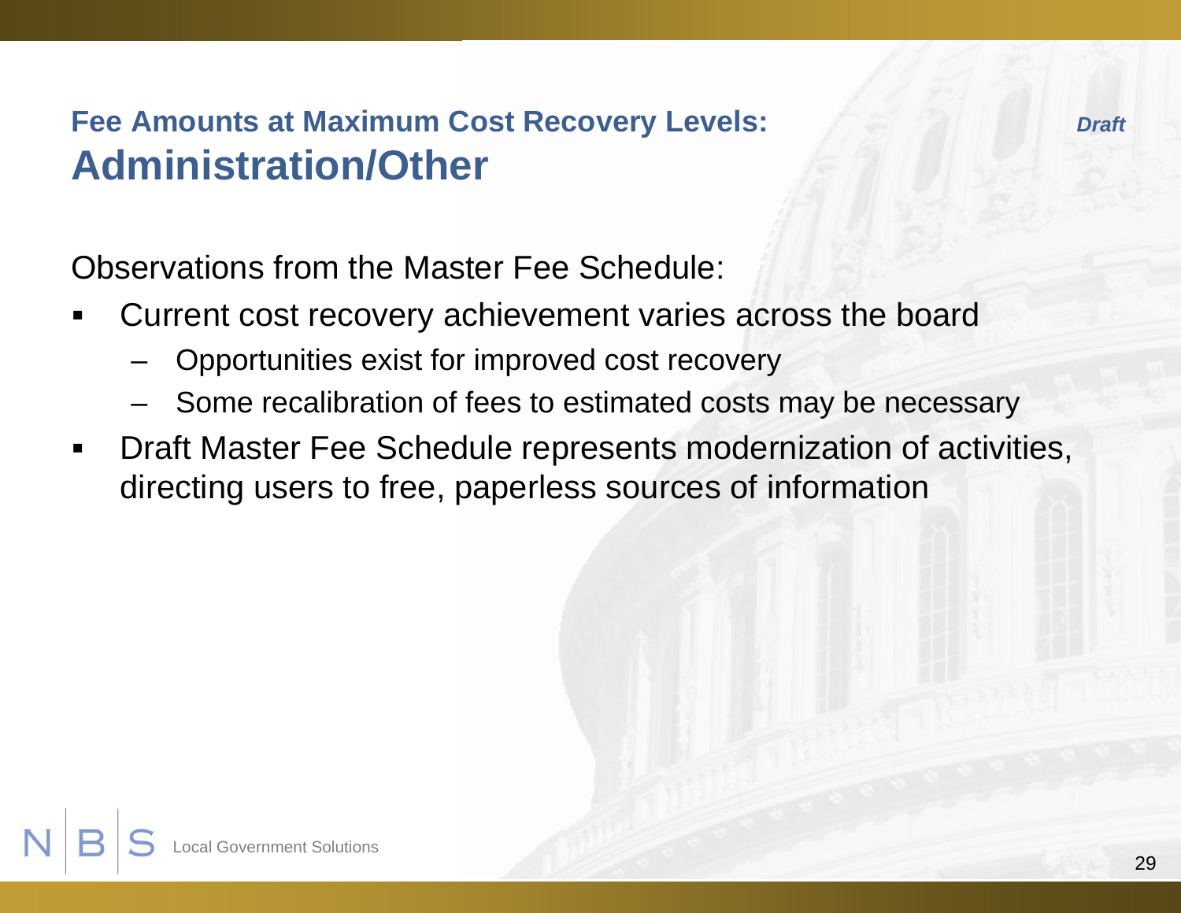## Fee Amounts at Maximum Cost Recovery Levels:

# Administration/Other

*Draft*

Observations from the Master Fee Schedule:

- Current cost recovery achievement varies across the board
  - Opportunities exist for improved cost recovery
  - Some recalibration of fees to estimated costs may be necessary
- Draft Master Fee Schedule represents modernization of activities, directing users to free, paperless sources of information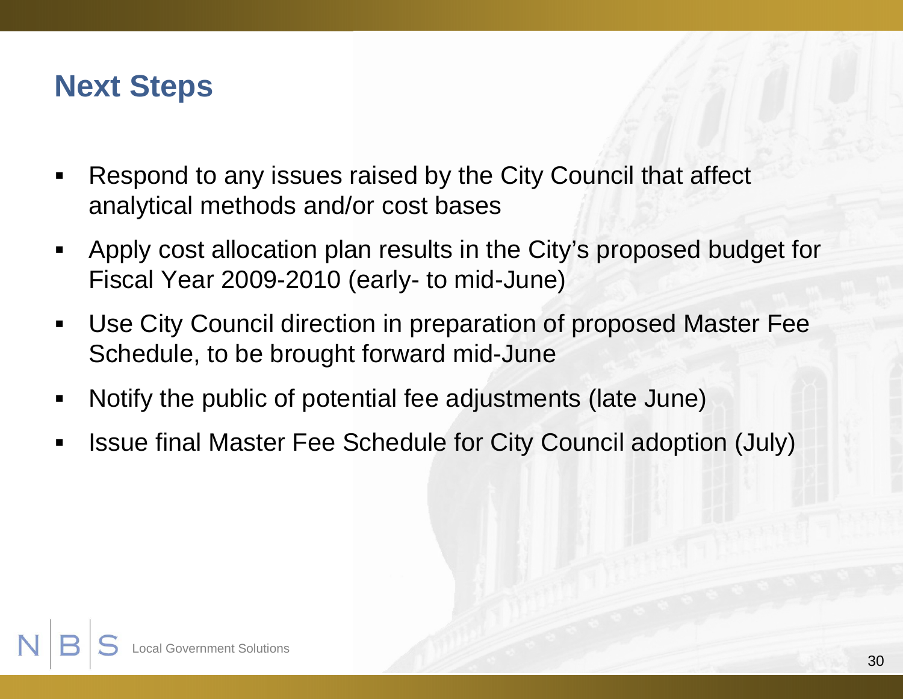## Next Steps

- Respond to any issues raised by the City Council that affect analytical methods and/or cost bases
- Apply cost allocation plan results in the City's proposed budget for Fiscal Year 2009-2010 (early- to mid-June)
- Use City Council direction in preparation of proposed Master Fee Schedule, to be brought forward mid-June
- Notify the public of potential fee adjustments (late June)
- Issue final Master Fee Schedule for City Council adoption (July)